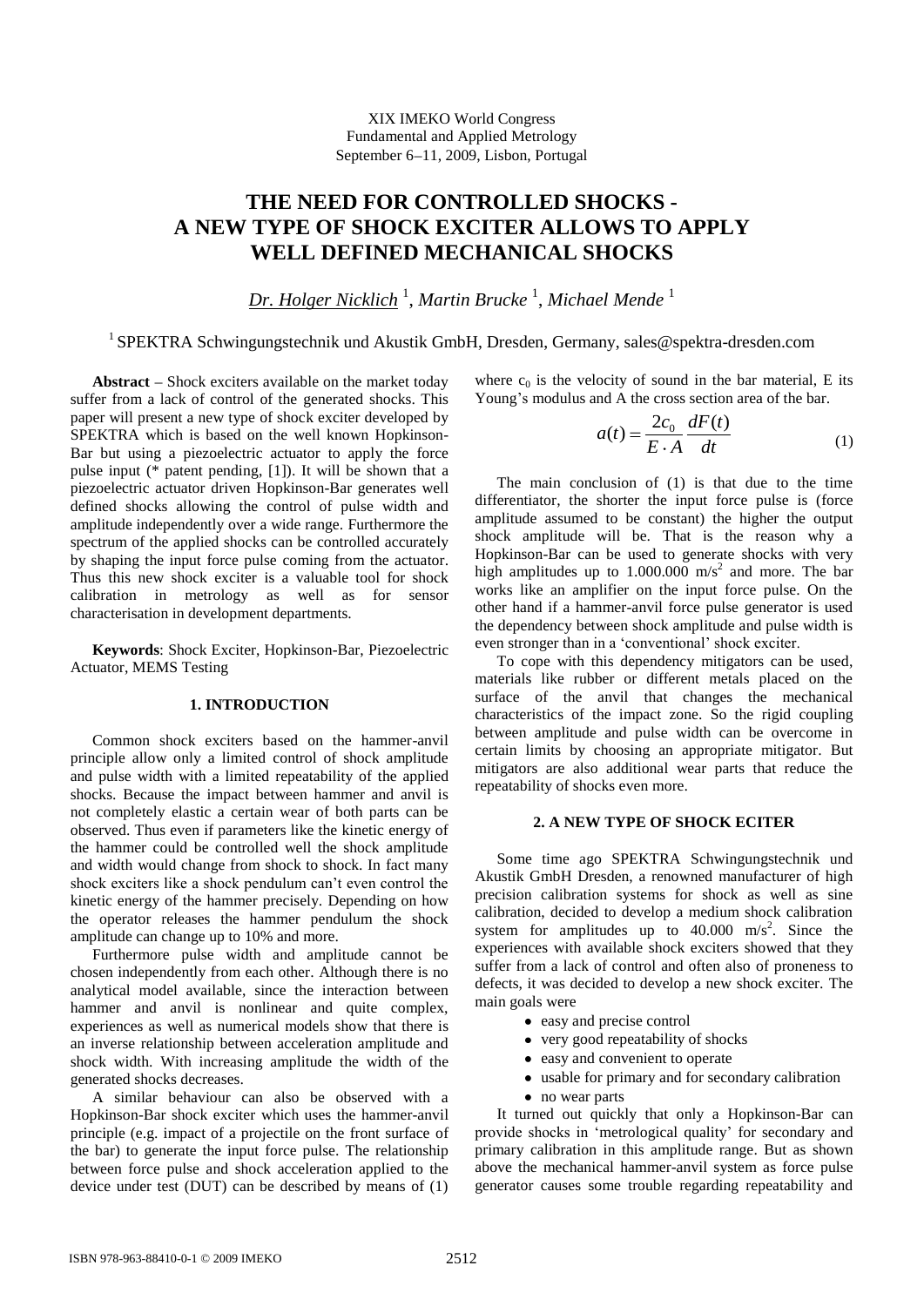XIX IMEKO World Congress
Fundamental and Applied Metrology
September 6–11, 2009, Lisbon, Portugal

# THE NEED FOR CONTROLLED SHOCKS - A NEW TYPE OF SHOCK EXCITER ALLOWS TO APPLY WELL DEFINED MECHANICAL SHOCKS

*Dr. Holger Nicklich* [1], *Martin Brucke* [1], *Michael Mende* [1]

[1] SPEKTRA Schwingungstechnik und Akustik GmbH, Dresden, Germany, sales@spektra-dresden.com

**Abstract** – Shock exciters available on the market today suffer from a lack of control of the generated shocks. This paper will present a new type of shock exciter developed by SPEKTRA which is based on the well known Hopkinson-Bar but using a piezoelectric actuator to apply the force pulse input (* patent pending, [1]). It will be shown that a piezoelectric actuator driven Hopkinson-Bar generates well defined shocks allowing the control of pulse width and amplitude independently over a wide range. Furthermore the spectrum of the applied shocks can be controlled accurately by shaping the input force pulse coming from the actuator. Thus this new shock exciter is a valuable tool for shock calibration in metrology as well as for sensor characterisation in development departments.

**Keywords**: Shock Exciter, Hopkinson-Bar, Piezoelectric Actuator, MEMS Testing

## 1. INTRODUCTION

Common shock exciters based on the hammer-anvil principle allow only a limited control of shock amplitude and pulse width with a limited repeatability of the applied shocks. Because the impact between hammer and anvil is not completely elastic a certain wear of both parts can be observed. Thus even if parameters like the kinetic energy of the hammer could be controlled well the shock amplitude and width would change from shock to shock. In fact many shock exciters like a shock pendulum can't even control the kinetic energy of the hammer precisely. Depending on how the operator releases the hammer pendulum the shock amplitude can change up to 10% and more.

Furthermore pulse width and amplitude cannot be chosen independently from each other. Although there is no analytical model available, since the interaction between hammer and anvil is nonlinear and quite complex, experiences as well as numerical models show that there is an inverse relationship between acceleration amplitude and shock width. With increasing amplitude the width of the generated shocks decreases.

A similar behaviour can also be observed with a Hopkinson-Bar shock exciter which uses the hammer-anvil principle (e.g. impact of a projectile on the front surface of the bar) to generate the input force pulse. The relationship between force pulse and shock acceleration applied to the device under test (DUT) can be described by means of (1) where $c_0$ is the velocity of sound in the bar material, E its Young's modulus and A the cross section area of the bar.

$$a(t) = \frac{2c_0}{E \cdot A} \frac{dF(t)}{dt} \tag{1}$$

The main conclusion of (1) is that due to the time differentiator, the shorter the input force pulse is (force amplitude assumed to be constant) the higher the output shock amplitude will be. That is the reason why a Hopkinson-Bar can be used to generate shocks with very high amplitudes up to 1.000.000 $m/s^2$ and more. The bar works like an amplifier on the input force pulse. On the other hand if a hammer-anvil force pulse generator is used the dependency between shock amplitude and pulse width is even stronger than in a 'conventional' shock exciter.

To cope with this dependency mitigators can be used, materials like rubber or different metals placed on the surface of the anvil that changes the mechanical characteristics of the impact zone. So the rigid coupling between amplitude and pulse width can be overcome in certain limits by choosing an appropriate mitigator. But mitigators are also additional wear parts that reduce the repeatability of shocks even more.

## 2. A NEW TYPE OF SHOCK ECITER

Some time ago SPEKTRA Schwingungstechnik und Akustik GmbH Dresden, a renowned manufacturer of high precision calibration systems for shock as well as sine calibration, decided to develop a medium shock calibration system for amplitudes up to 40.000 $m/s^2$. Since the experiences with available shock exciters showed that they suffer from a lack of control and often also of proneness to defects, it was decided to develop a new shock exciter. The main goals were

- easy and precise control
- very good repeatability of shocks
- easy and convenient to operate
- usable for primary and for secondary calibration
- no wear parts

It turned out quickly that only a Hopkinson-Bar can provide shocks in 'metrological quality' for secondary and primary calibration in this amplitude range. As shown above the mechanical hammer-anvil system as force pulse generator causes some trouble regarding repeatability and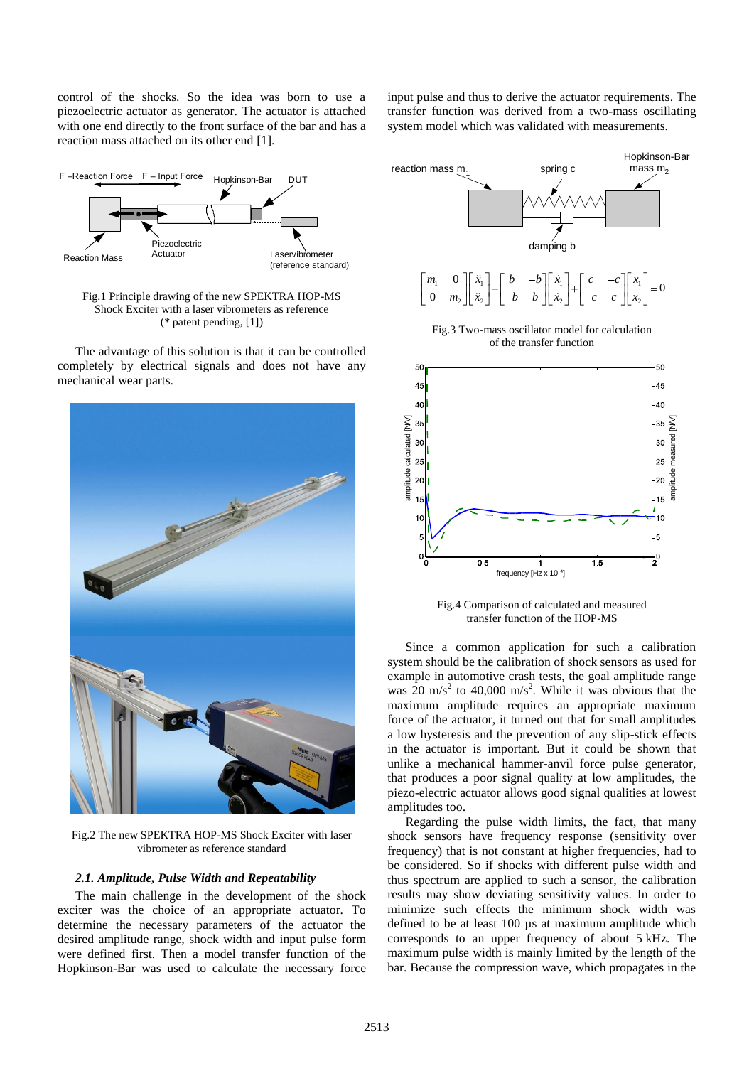control of the shocks. So the idea was born to use a piezoelectric actuator as generator. The actuator is attached with one end directly to the front surface of the bar and has a reaction mass attached on its other end [1].

Fig.1 Principle drawing of the new SPEKTRA HOP-MS Shock Exciter with a laser vibrometers as reference (* patent pending, [1])

The advantage of this solution is that it can be controlled completely by electrical signals and does not have any mechanical wear parts.

Fig.2 The new SPEKTRA HOP-MS Shock Exciter with laser vibrometer as reference standard

### *2.1. Amplitude, Pulse Width and Repeatability*

The main challenge in the development of the shock exciter was the choice of an appropriate actuator. To determine the necessary parameters of the actuator the desired amplitude range, shock width and input pulse form were defined first. Then a model transfer function of the Hopkinson-Bar was used to calculate the necessary force input pulse and thus to derive the actuator requirements. The transfer function was derived from a two-mass oscillating system model which was validated with measurements.

$$\begin{bmatrix} m_1 & 0 \\ 0 & m_2 \end{bmatrix}\begin{bmatrix} \ddot{x}_1 \\ \ddot{x}_2 \end{bmatrix} + \begin{bmatrix} b & -b \\ -b & b \end{bmatrix}\begin{bmatrix} \dot{x}_1 \\ \dot{x}_2 \end{bmatrix} + \begin{bmatrix} c & -c \\ -c & c \end{bmatrix}\begin{bmatrix} x_1 \\ x_2 \end{bmatrix} = 0$$

Fig.3 Two-mass oscillator model for calculation of the transfer function

Fig.4 Comparison of calculated and measured transfer function of the HOP-MS

Since a common application for such a calibration system should be the calibration of shock sensors as used for example in automotive crash tests, the goal amplitude range was 20 m/s$^2$ to 40,000 m/s$^2$. While it was obvious that the maximum amplitude requires an appropriate maximum force of the actuator, it turned out that for small amplitudes a low hysteresis and the prevention of any slip-stick effects in the actuator is important. But it could be shown that unlike a mechanical hammer-anvil force pulse generator, that produces a poor signal quality at low amplitudes, the piezo-electric actuator allows good signal qualities at lowest amplitudes too.

Regarding the pulse width limits, the fact, that many shock sensors have frequency response (sensitivity over frequency) that is not constant at higher frequencies, had to be considered. So if shocks with different pulse width and thus spectrum are applied to such a sensor, the calibration results may show deviating sensitivity values. In order to minimize such effects the minimum shock width was defined to be at least 100 µs at maximum amplitude which corresponds to an upper frequency of about 5 kHz. The maximum pulse width is mainly limited by the length of the bar. Because the compression wave, which propagates in the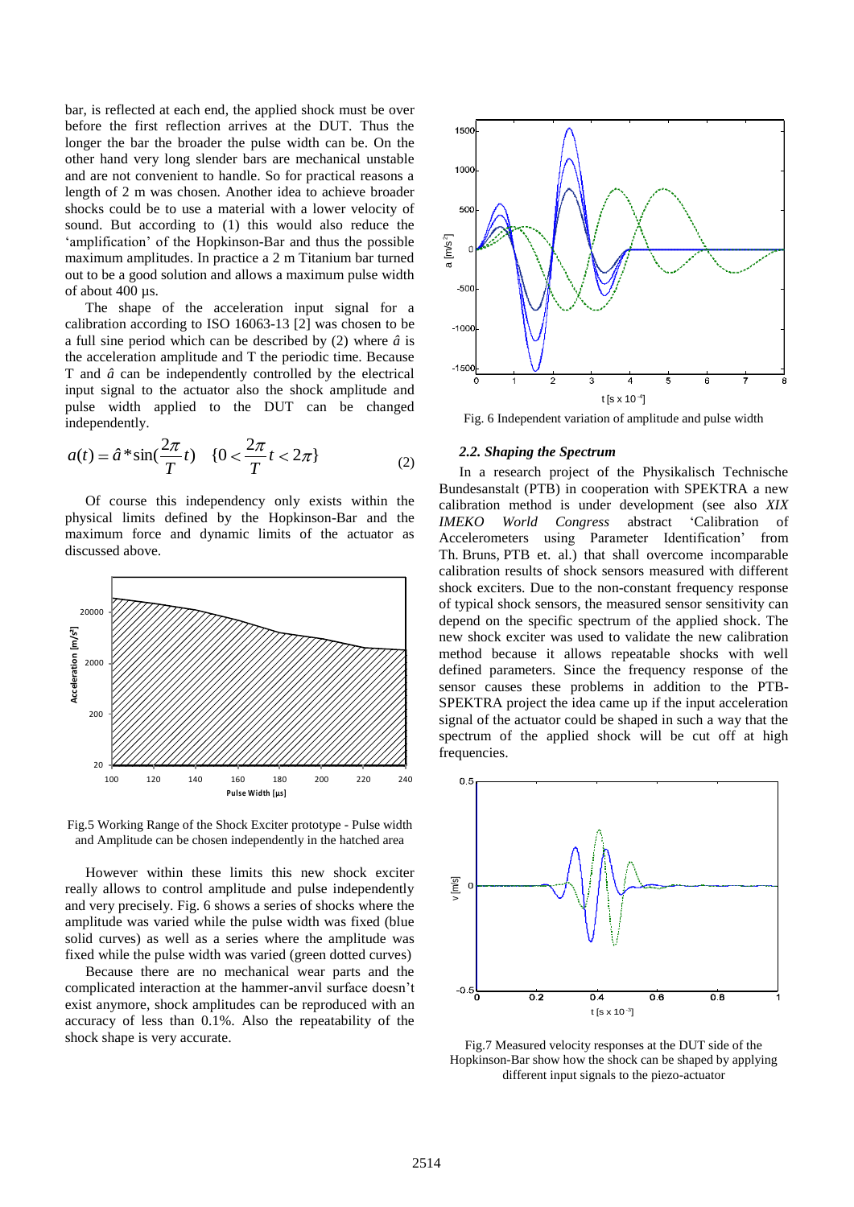bar, is reflected at each end, the applied shock must be over before the first reflection arrives at the DUT. Thus the longer the bar the broader the pulse width can be. On the other hand very long slender bars are mechanical unstable and are not convenient to handle. So for practical reasons a length of 2 m was chosen. Another idea to achieve broader shocks could be to use a material with a lower velocity of sound. But according to (1) this would also reduce the 'amplification' of the Hopkinson-Bar and thus the possible maximum amplitudes. In practice a 2 m Titanium bar turned out to be a good solution and allows a maximum pulse width of about 400 µs.

The shape of the acceleration input signal for a calibration according to ISO 16063-13 [2] was chosen to be a full sine period which can be described by (2) where $\hat{a}$ is the acceleration amplitude and T the periodic time. Because T and $\hat{a}$ can be independently controlled by the electrical input signal to the actuator also the shock amplitude and pulse width applied to the DUT can be changed independently.

$$a(t) = \hat{a} * \sin(\frac{2\pi}{T}t) \quad \{0 < \frac{2\pi}{T}t < 2\pi\} \tag{2}$$

Of course this independency only exists within the physical limits defined by the Hopkinson-Bar and the maximum force and dynamic limits of the actuator as discussed above.

Fig.5 Working Range of the Shock Exciter prototype - Pulse width and Amplitude can be chosen independently in the hatched area

However within these limits this new shock exciter really allows to control amplitude and pulse independently and very precisely. Fig. 6 shows a series of shocks where the amplitude was varied while the pulse width was fixed (blue solid curves) as well as a series where the amplitude was fixed while the pulse width was varied (green dotted curves)

Because there are no mechanical wear parts and the complicated interaction at the hammer-anvil surface doesn't exist anymore, shock amplitudes can be reproduced with an accuracy of less than 0.1%. Also the repeatability of the shock shape is very accurate.

Fig. 6 Independent variation of amplitude and pulse width

### 2.2. Shaping the Spectrum

In a research project of the Physikalisch Technische Bundesanstalt (PTB) in cooperation with SPEKTRA a new calibration method is under development (see also *XIX IMEKO World Congress* abstract 'Calibration of Accelerometers using Parameter Identification' from Th. Bruns, PTB et. al.) that shall overcome incomparable calibration results of shock sensors measured with different shock exciters. Due to the non-constant frequency response of typical shock sensors, the measured sensor sensitivity can depend on the specific spectrum of the applied shock. The new shock exciter was used to validate the new calibration method because it allows repeatable shocks with well defined parameters. Since the frequency response of the sensor causes these problems in addition to the PTB-SPEKTRA project the idea came up if the input acceleration signal of the actuator could be shaped in such a way that the spectrum of the applied shock will be cut off at high frequencies.

Fig.7 Measured velocity responses at the DUT side of the Hopkinson-Bar show how the shock can be shaped by applying different input signals to the piezo-actuator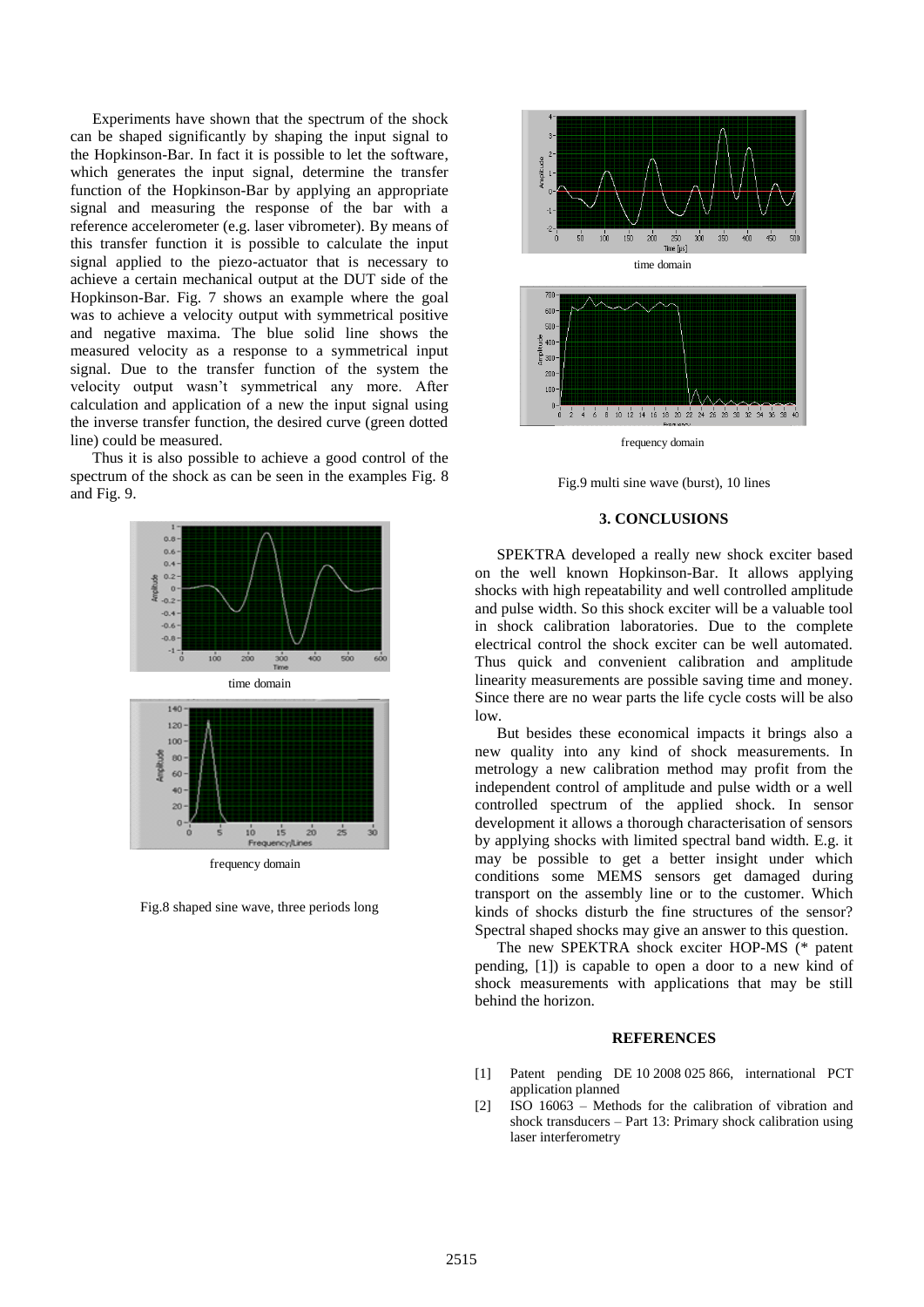Experiments have shown that the spectrum of the shock can be shaped significantly by shaping the input signal to the Hopkinson-Bar. In fact it is possible to let the software, which generates the input signal, determine the transfer function of the Hopkinson-Bar by applying an appropriate signal and measuring the response of the bar with a reference accelerometer (e.g. laser vibrometer). By means of this transfer function it is possible to calculate the input signal applied to the piezo-actuator that is necessary to achieve a certain mechanical output at the DUT side of the Hopkinson-Bar. Fig. 7 shows an example where the goal was to achieve a velocity output with symmetrical positive and negative maxima. The blue solid line shows the measured velocity as a response to a symmetrical input signal. Due to the transfer function of the system the velocity output wasn't symmetrical any more. After calculation and application of a new the input signal using the inverse transfer function, the desired curve (green dotted line) could be measured.

Thus it is also possible to achieve a good control of the spectrum of the shock as can be seen in the examples Fig. 8 and Fig. 9.

Amplitude
1
0.8
0.6
0.4
0.2
0
-0.2
-0.4
-0.6
-0.8
-1
0 100 200 300 400 500 600
Time

time domain

Amplitude
140
120
100
80
60
40
20
0
0 5 10 15 20 25 30
Frequency/Lines

frequency domain

Fig.8 shaped sine wave, three periods long

Amplitude
4
3
2
1
0
-1
-2
0 50 100 150 200 250 300 350 400 450 500
Time [µs]

time domain

Amplitude
700
600
500
400
300
200
100
0
0 2 4 6 8 10 12 14 16 18 20 22 24 26 28 30 32 34 36 38 40
Frequency

frequency domain

Fig.9 multi sine wave (burst), 10 lines

## 3. CONCLUSIONS

SPEKTRA developed a really new shock exciter based on the well known Hopkinson-Bar. It allows applying shocks with high repeatability and well controlled amplitude and pulse width. So this shock exciter will be a valuable tool in shock calibration laboratories. Due to the complete electrical control the shock exciter can be well automated. Thus quick and convenient calibration and amplitude linearity measurements are possible saving time and money. Since there are no wear parts the life cycle costs will be also low.

But besides these economical impacts it brings also a new quality into any kind of shock measurements. In metrology a new calibration method may profit from the independent control of amplitude and pulse width or a well controlled spectrum of the applied shock. In sensor development it allows a thorough characterisation of sensors by applying shocks with limited spectral band width. E.g. it may be possible to get a better insight under which conditions some MEMS sensors get damaged during transport on the assembly line or to the customer. Which kinds of shocks disturb the fine structures of the sensor? Spectral shaped shocks may give an answer to this question.

The new SPEKTRA shock exciter HOP-MS (* patent pending, [1]) is capable to open a door to a new kind of shock measurements with applications that may be still behind the horizon.

## REFERENCES

[1] Patent pending DE 10 2008 025 866, international PCT application planned

[2] ISO 16063 – Methods for the calibration of vibration and shock transducers – Part 13: Primary shock calibration using laser interferometry